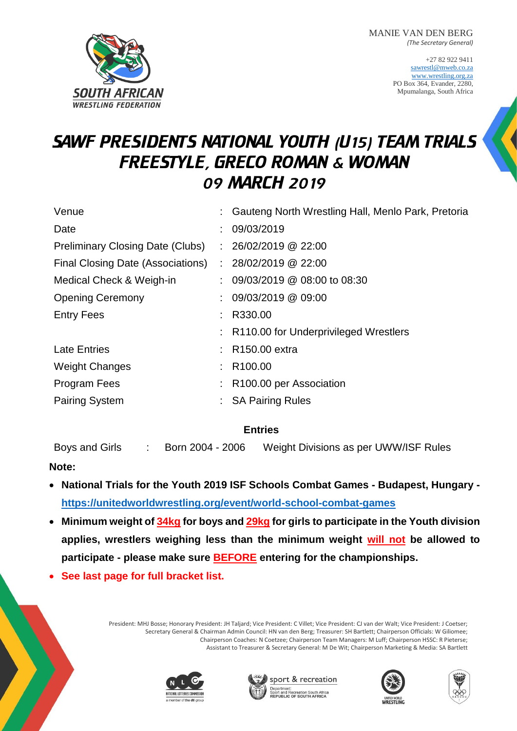MANIE VAN DEN BERG
*(The Secretary General)*

+27 82 922 9411
sawrestl@mweb.co.za
www.wrestling.org.za
PO Box 364, Evander, 2280,
Mpumalanga, South Africa

# SAWF PRESIDENTS NATIONAL YOUTH (U15) TEAM TRIALS FREESTYLE, GRECO ROMAN & WOMAN 09 MARCH 2019

| | | |
|---|---|---|
| Venue | : | Gauteng North Wrestling Hall, Menlo Park, Pretoria |
| Date | : | 09/03/2019 |
| Preliminary Closing Date (Clubs) | : | 26/02/2019 @ 22:00 |
| Final Closing Date (Associations) | : | 28/02/2019 @ 22:00 |
| Medical Check & Weigh-in | : | 09/03/2019 @ 08:00 to 08:30 |
| Opening Ceremony | : | 09/03/2019 @ 09:00 |
| Entry Fees | : | R330.00 |
| | : | R110.00 for Underprivileged Wrestlers |
| Late Entries | : | R150.00 extra |
| Weight Changes | : | R100.00 |
| Program Fees | : | R100.00 per Association |
| Pairing System | : | SA Pairing Rules |

**Entries**

Boys and Girls : Born 2004 - 2006 Weight Divisions as per UWW/ISF Rules

**Note:**

- **National Trials for the Youth 2019 ISF Schools Combat Games - Budapest, Hungary - https://unitedworldwrestling.org/event/world-school-combat-games**
- **Minimum weight of 34kg for boys and 29kg for girls to participate in the Youth division applies, wrestlers weighing less than the minimum weight will not be allowed to participate - please make sure BEFORE entering for the championships.**
- **See last page for full bracket list.**

President: MHJ Bosse; Honorary President: JH Taljard; Vice President: C Villet; Vice President: CJ van der Walt; Vice President: J Coetser; Secretary General & Chairman Admin Council: HN van den Berg; Treasurer: SH Bartlett; Chairperson Officials: W Giliomee; Chairperson Coaches: N Coetzee; Chairperson Team Managers: M Luff; Chairperson HSSC: R Pieterse; Assistant to Treasurer & Secretary General: M De Wit; Chairperson Marketing & Media: SA Bartlett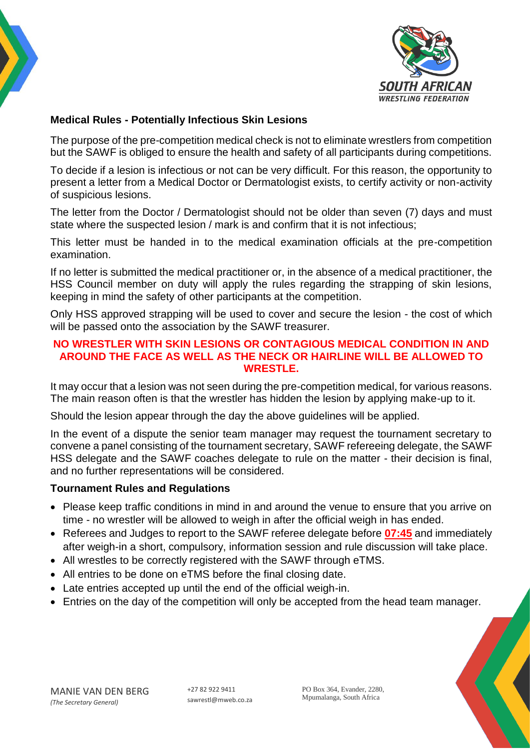**Medical Rules - Potentially Infectious Skin Lesions**

The purpose of the pre-competition medical check is not to eliminate wrestlers from competition but the SAWF is obliged to ensure the health and safety of all participants during competitions.

To decide if a lesion is infectious or not can be very difficult. For this reason, the opportunity to present a letter from a Medical Doctor or Dermatologist exists, to certify activity or non-activity of suspicious lesions.

The letter from the Doctor / Dermatologist should not be older than seven (7) days and must state where the suspected lesion / mark is and confirm that it is not infectious;

This letter must be handed in to the medical examination officials at the pre-competition examination.

If no letter is submitted the medical practitioner or, in the absence of a medical practitioner, the HSS Council member on duty will apply the rules regarding the strapping of skin lesions, keeping in mind the safety of other participants at the competition.

Only HSS approved strapping will be used to cover and secure the lesion - the cost of which will be passed onto the association by the SAWF treasurer.

**NO WRESTLER WITH SKIN LESIONS OR CONTAGIOUS MEDICAL CONDITION IN AND AROUND THE FACE AS WELL AS THE NECK OR HAIRLINE WILL BE ALLOWED TO WRESTLE.**

It may occur that a lesion was not seen during the pre-competition medical, for various reasons. The main reason often is that the wrestler has hidden the lesion by applying make-up to it.

Should the lesion appear through the day the above guidelines will be applied.

In the event of a dispute the senior team manager may request the tournament secretary to convene a panel consisting of the tournament secretary, SAWF refereeing delegate, the SAWF HSS delegate and the SAWF coaches delegate to rule on the matter - their decision is final, and no further representations will be considered.

**Tournament Rules and Regulations**

- Please keep traffic conditions in mind in and around the venue to ensure that you arrive on time - no wrestler will be allowed to weigh in after the official weigh in has ended.
- Referees and Judges to report to the SAWF referee delegate before **07:45** and immediately after weigh-in a short, compulsory, information session and rule discussion will take place.
- All wrestles to be correctly registered with the SAWF through eTMS.
- All entries to be done on eTMS before the final closing date.
- Late entries accepted up until the end of the official weigh-in.
- Entries on the day of the competition will only be accepted from the head team manager.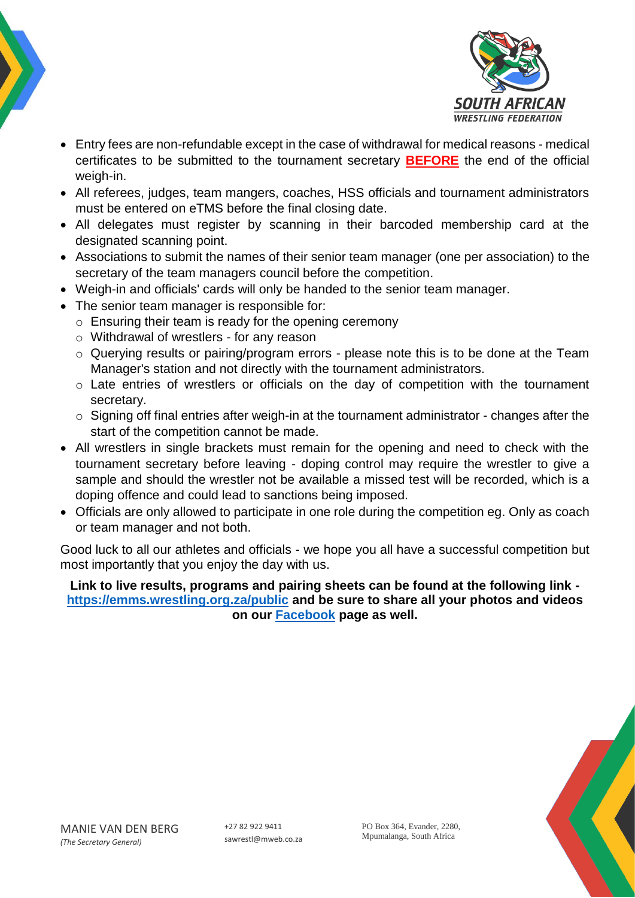- Entry fees are non-refundable except in the case of withdrawal for medical reasons - medical certificates to be submitted to the tournament secretary **BEFORE** the end of the official weigh-in.
- All referees, judges, team mangers, coaches, HSS officials and tournament administrators must be entered on eTMS before the final closing date.
- All delegates must register by scanning in their barcoded membership card at the designated scanning point.
- Associations to submit the names of their senior team manager (one per association) to the secretary of the team managers council before the competition.
- Weigh-in and officials' cards will only be handed to the senior team manager.
- The senior team manager is responsible for:
  - Ensuring their team is ready for the opening ceremony
  - Withdrawal of wrestlers - for any reason
  - Querying results or pairing/program errors - please note this is to be done at the Team Manager's station and not directly with the tournament administrators.
  - Late entries of wrestlers or officials on the day of competition with the tournament secretary.
  - Signing off final entries after weigh-in at the tournament administrator - changes after the start of the competition cannot be made.
- All wrestlers in single brackets must remain for the opening and need to check with the tournament secretary before leaving - doping control may require the wrestler to give a sample and should the wrestler not be available a missed test will be recorded, which is a doping offence and could lead to sanctions being imposed.
- Officials are only allowed to participate in one role during the competition eg. Only as coach or team manager and not both.

Good luck to all our athletes and officials - we hope you all have a successful competition but most importantly that you enjoy the day with us.

**Link to live results, programs and pairing sheets can be found at the following link - [https://emms.wrestling.org.za/public](https://emms.wrestling.org.za/public) and be sure to share all your photos and videos on our [Facebook](#) page as well.**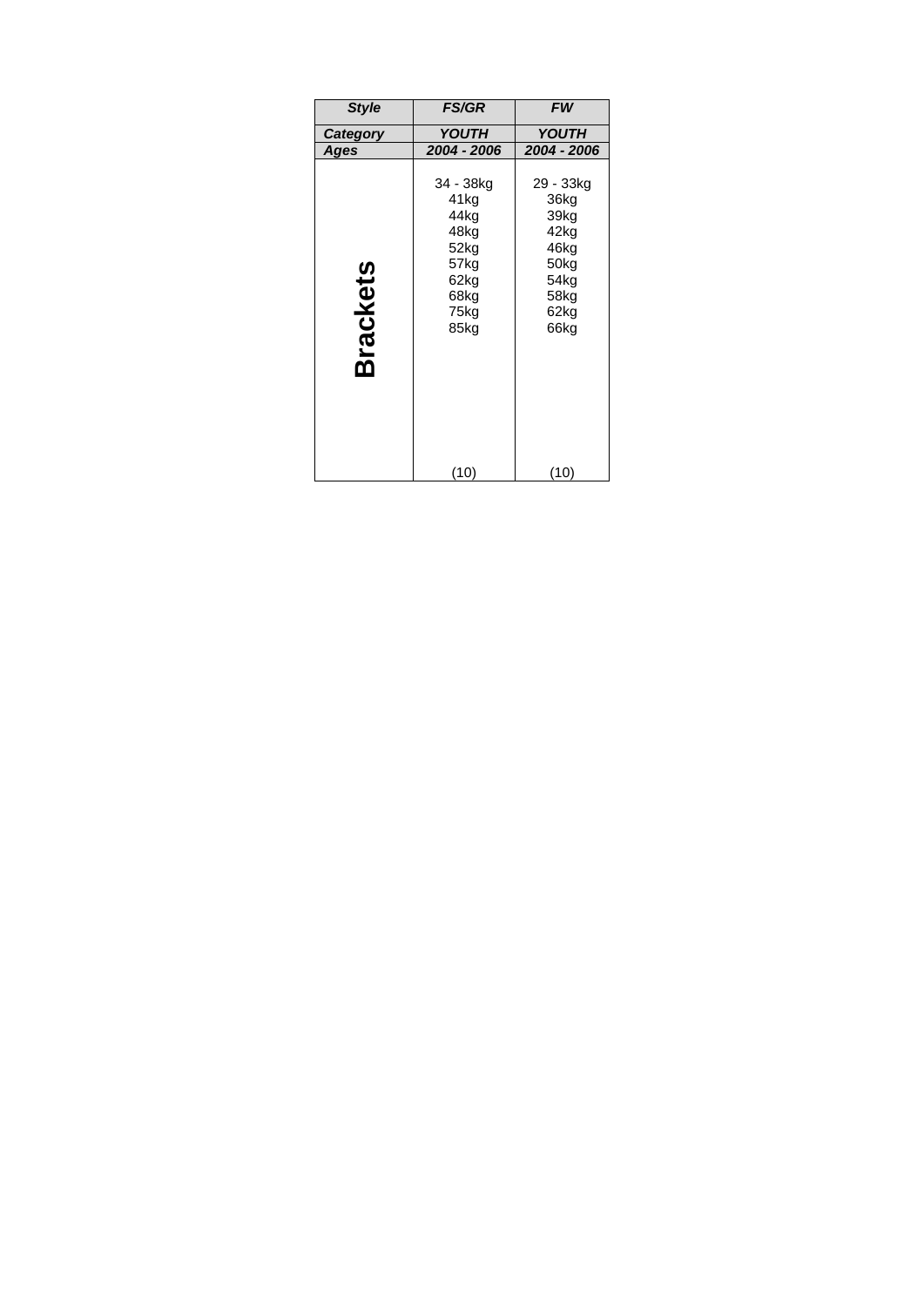| *Style* | *FS/GR* | *FW* |
|---|---|---|
| *Category* | *YOUTH* | *YOUTH* |
| *Ages* | *2004 - 2006* | *2004 - 2006* |
| **Brackets** | 34 - 38kg<br>41kg<br>44kg<br>48kg<br>52kg<br>57kg<br>62kg<br>68kg<br>75kg<br>85kg | 29 - 33kg<br>36kg<br>39kg<br>42kg<br>46kg<br>50kg<br>54kg<br>58kg<br>62kg<br>66kg |
| | (10) | (10) |